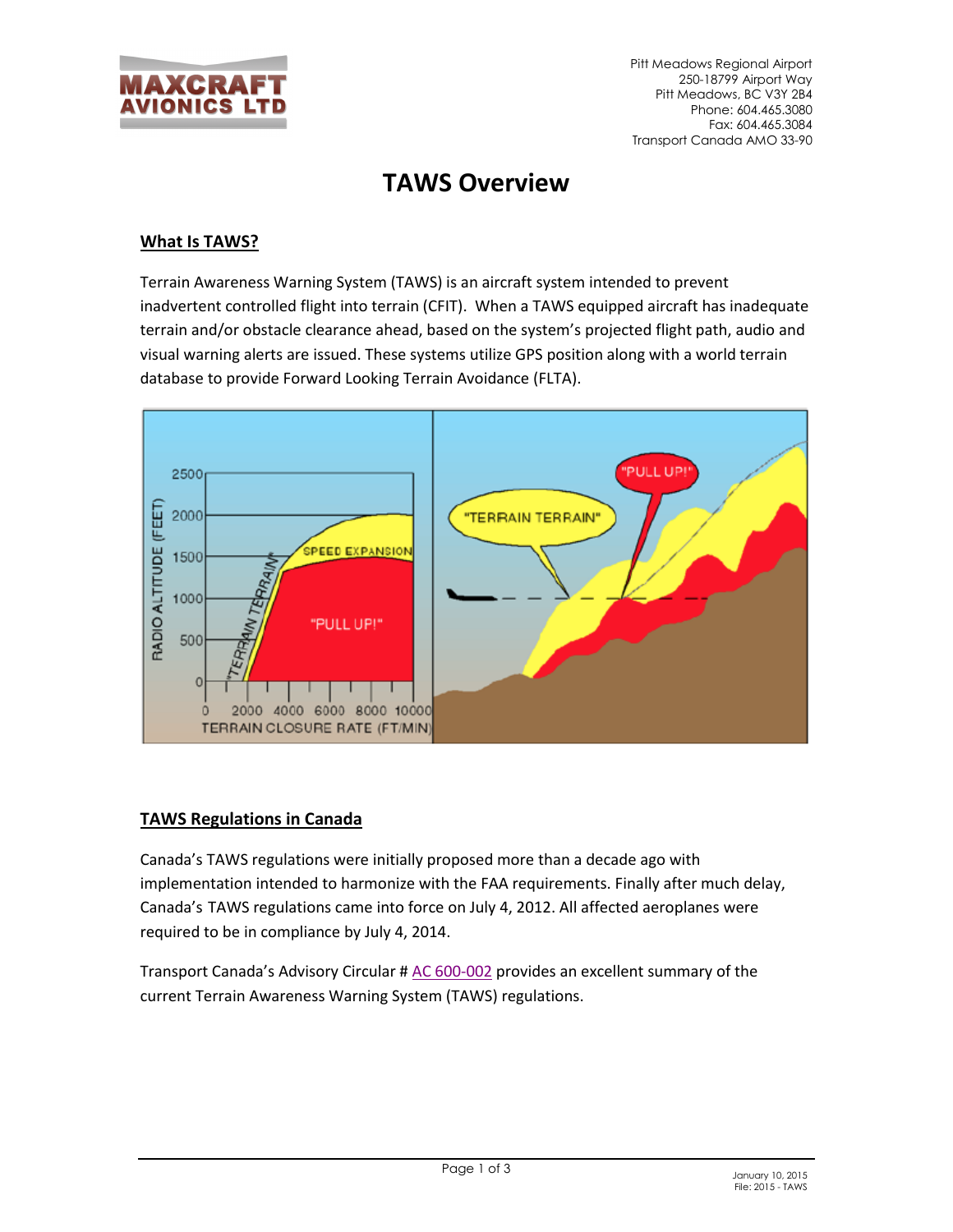# TAWS Overview

## What Is TAWS?

Terrain Awareness Warning System (TAWS) is an aircraft system intended to prevent inadvertent controlled flight into terrain (CFIT). When a TAWS equipped aircraft has inadequate terrain and/or obstacle clearance ahead, based on the system's projected flight path, audio and visual warning alerts are issued. These systems utilize GPS position along with a world terrain database to provide Forward Looking Terrain Avoidance (FLTA).

## TAWS Regulations in Canada

Canada's TAWS regulations were initially proposed more than a decade ago with implementation intended to harmonize with the FAA requirements. Finally after much delay, Canada's TAWS regulations came into force on July 4, 2012. All affected aeroplanes were required to be in compliance by July 4, 2014.

Transport Canada's Advisory Circular # AC 600-002 provides an excellent summary of the current Terrain Awareness Warning System (TAWS) regulations.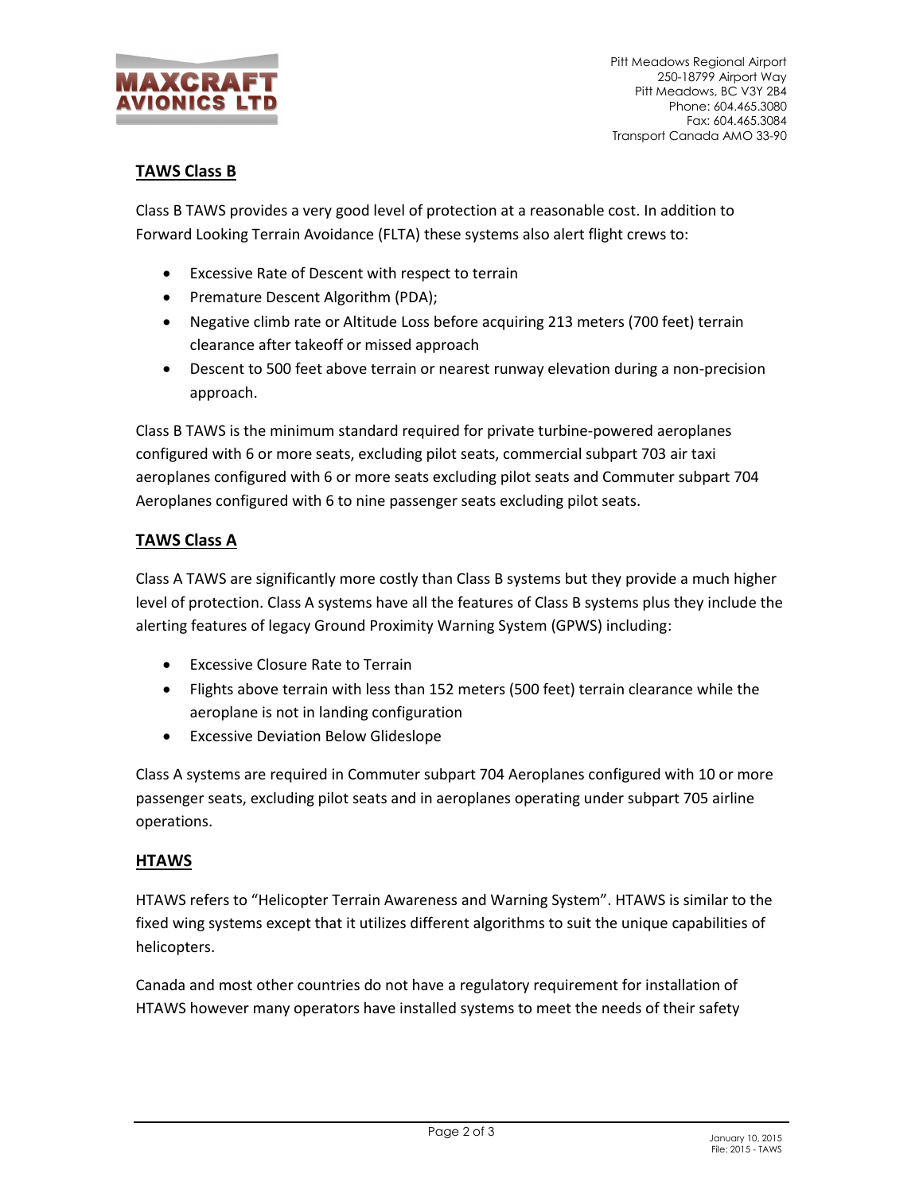## TAWS Class B

Class B TAWS provides a very good level of protection at a reasonable cost. In addition to Forward Looking Terrain Avoidance (FLTA) these systems also alert flight crews to:

- Excessive Rate of Descent with respect to terrain
- Premature Descent Algorithm (PDA);
- Negative climb rate or Altitude Loss before acquiring 213 meters (700 feet) terrain clearance after takeoff or missed approach
- Descent to 500 feet above terrain or nearest runway elevation during a non-precision approach.

Class B TAWS is the minimum standard required for private turbine-powered aeroplanes configured with 6 or more seats, excluding pilot seats, commercial subpart 703 air taxi aeroplanes configured with 6 or more seats excluding pilot seats and Commuter subpart 704 Aeroplanes configured with 6 to nine passenger seats excluding pilot seats.

## TAWS Class A

Class A TAWS are significantly more costly than Class B systems but they provide a much higher level of protection. Class A systems have all the features of Class B systems plus they include the alerting features of legacy Ground Proximity Warning System (GPWS) including:

- Excessive Closure Rate to Terrain
- Flights above terrain with less than 152 meters (500 feet) terrain clearance while the aeroplane is not in landing configuration
- Excessive Deviation Below Glideslope

Class A systems are required in Commuter subpart 704 Aeroplanes configured with 10 or more passenger seats, excluding pilot seats and in aeroplanes operating under subpart 705 airline operations.

## HTAWS

HTAWS refers to "Helicopter Terrain Awareness and Warning System". HTAWS is similar to the fixed wing systems except that it utilizes different algorithms to suit the unique capabilities of helicopters.

Canada and most other countries do not have a regulatory requirement for installation of HTAWS however many operators have installed systems to meet the needs of their safety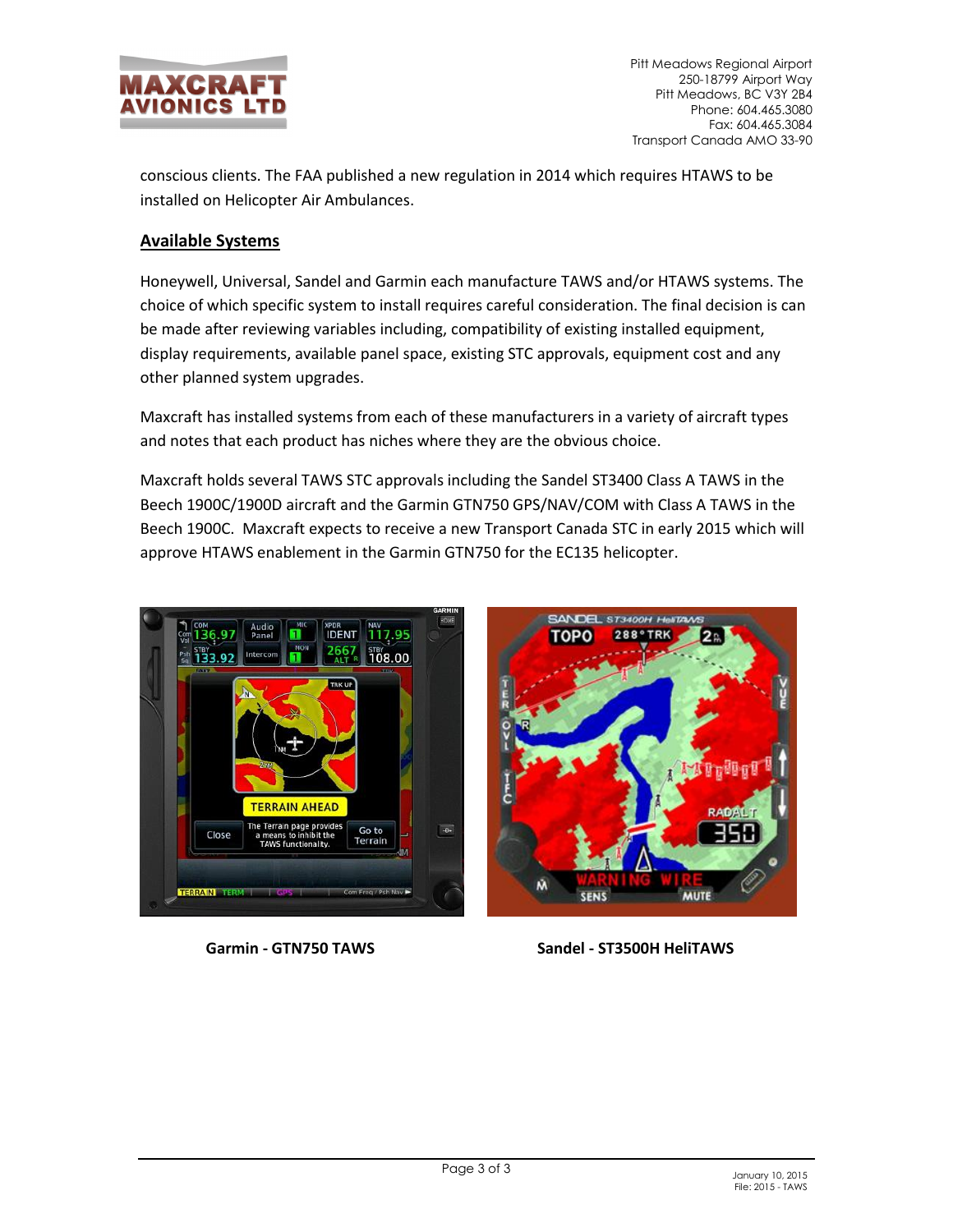conscious clients. The FAA published a new regulation in 2014 which requires HTAWS to be installed on Helicopter Air Ambulances.

## Available Systems

Honeywell, Universal, Sandel and Garmin each manufacture TAWS and/or HTAWS systems. The choice of which specific system to install requires careful consideration. The final decision is can be made after reviewing variables including, compatibility of existing installed equipment, display requirements, available panel space, existing STC approvals, equipment cost and any other planned system upgrades.

Maxcraft has installed systems from each of these manufacturers in a variety of aircraft types and notes that each product has niches where they are the obvious choice.

Maxcraft holds several TAWS STC approvals including the Sandel ST3400 Class A TAWS in the Beech 1900C/1900D aircraft and the Garmin GTN750 GPS/NAV/COM with Class A TAWS in the Beech 1900C. Maxcraft expects to receive a new Transport Canada STC in early 2015 which will approve HTAWS enablement in the Garmin GTN750 for the EC135 helicopter.

**Garmin - GTN750 TAWS**

**Sandel - ST3500H HeliTAWS**